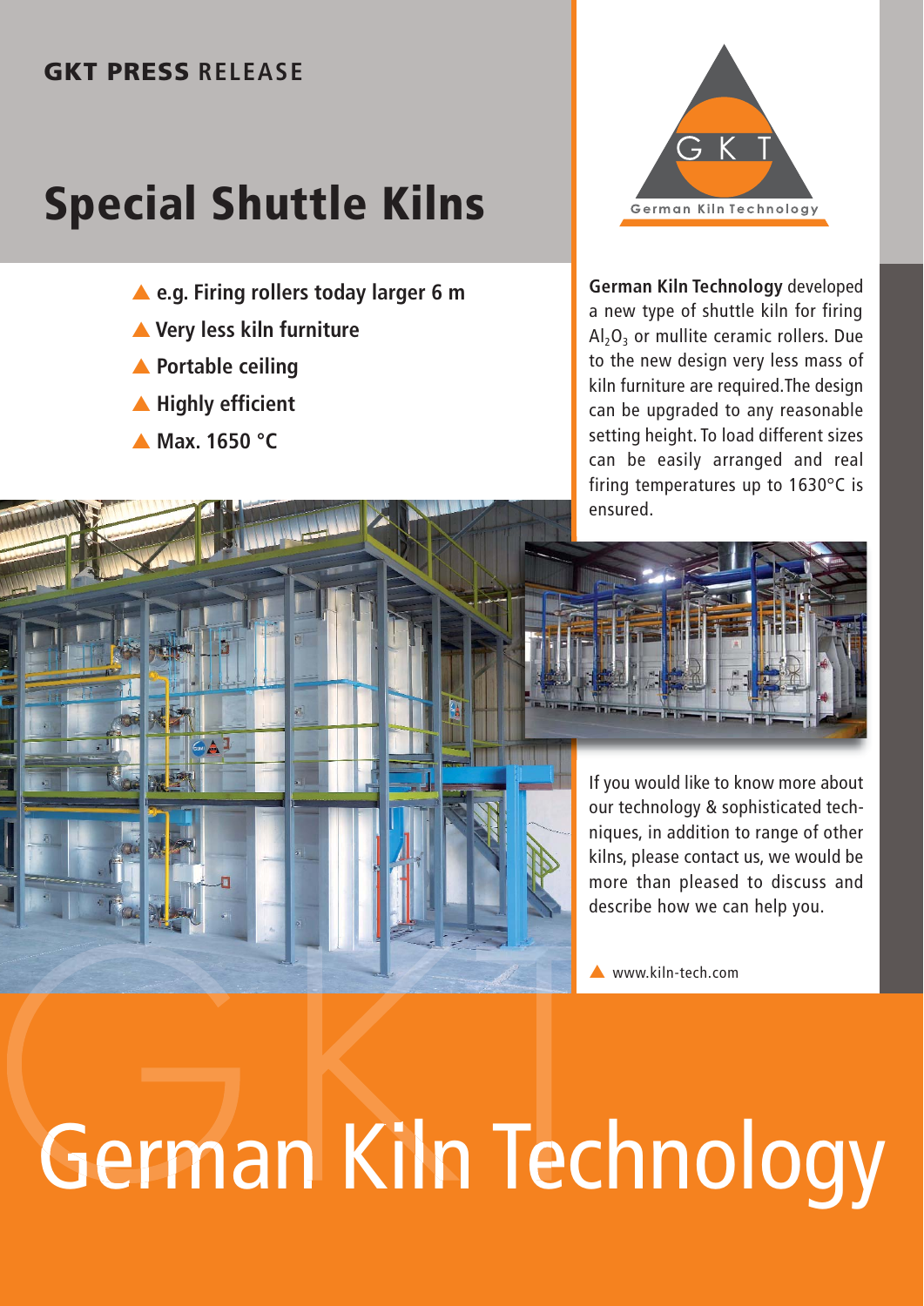GKT PRESS RELEASE

# Special Shuttle Kilns

- e.g. Firing rollers today larger 6 m
- Very less kiln furniture
- Portable ceiling
- Highly efficient
- Max. 1650 °C

German Kiln Technology

**German Kiln Technology** developed a new type of shuttle kiln for firing $Al_2O_3$ or mullite ceramic rollers. Due to the new design very less mass of kiln furniture are required.The design can be upgraded to any reasonable setting height. To load different sizes can be easily arranged and real firing temperatures up to 1630°C is ensured.

If you would like to know more about our technology & sophisticated techniques, in addition to range of other kilns, please contact us, we would be more than pleased to discuss and describe how we can help you.

www.kiln-tech.com

German Kiln Technology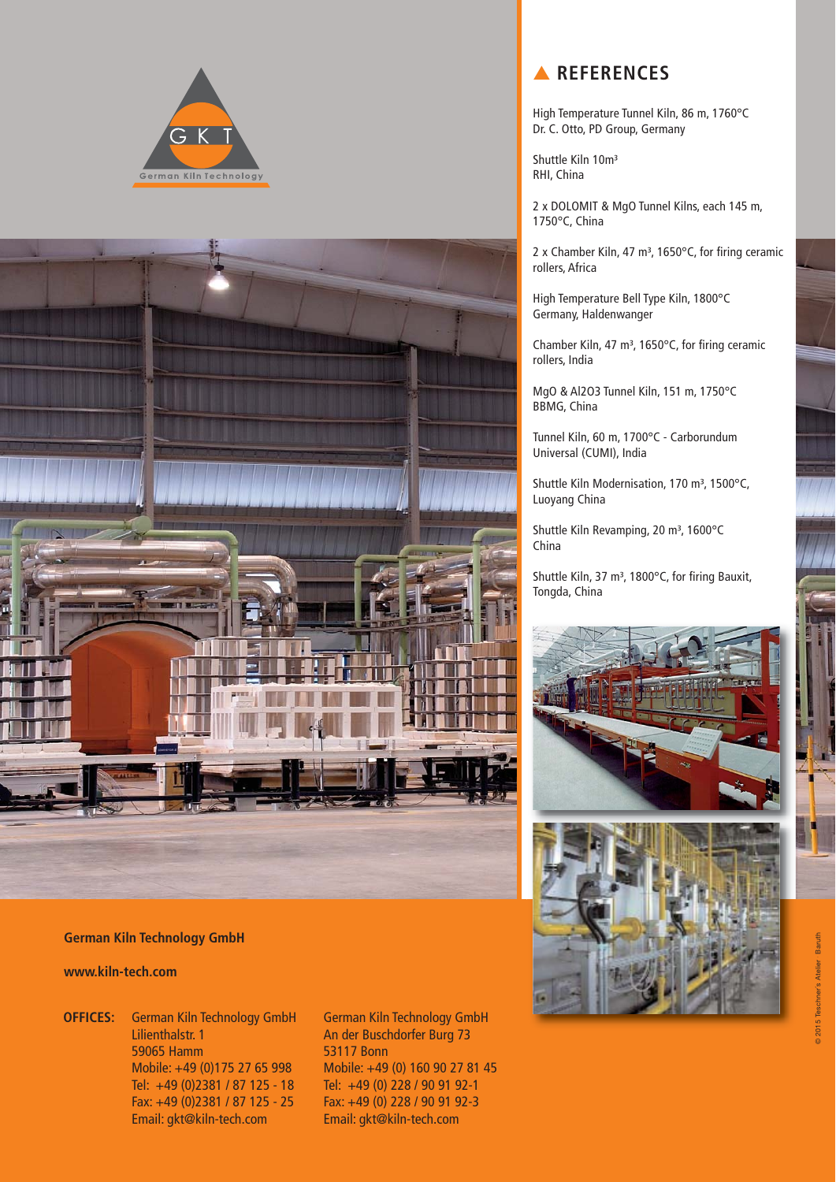GKT

German Kiln Technology

## ▲ REFERENCES

High Temperature Tunnel Kiln, 86 m, 1760°C
Dr. C. Otto, PD Group, Germany

Shuttle Kiln 10m³
RHI, China

2 x DOLOMIT & MgO Tunnel Kilns, each 145 m, 1750°C, China

2 x Chamber Kiln, 47 m³, 1650°C, for firing ceramic rollers, Africa

High Temperature Bell Type Kiln, 1800°C
Germany, Haldenwanger

Chamber Kiln, 47 m³, 1650°C, for firing ceramic rollers, India

MgO & Al2O3 Tunnel Kiln, 151 m, 1750°C
BBMG, China

Tunnel Kiln, 60 m, 1700°C - Carborundum Universal (CUMI), India

Shuttle Kiln Modernisation, 170 m³, 1500°C, Luoyang China

Shuttle Kiln Revamping, 20 m³, 1600°C
China

Shuttle Kiln, 37 m³, 1800°C, for firing Bauxit, Tongda, China

**German Kiln Technology GmbH**

**www.kiln-tech.com**

**OFFICES:**

German Kiln Technology GmbH
Lilienthalstr. 1
59065 Hamm
Mobile: +49 (0)175 27 65 998
Tel: +49 (0)2381 / 87 125 - 18
Fax: +49 (0)2381 / 87 125 - 25
Email: gkt@kiln-tech.com

German Kiln Technology GmbH
An der Buschdorfer Burg 73
53117 Bonn
Mobile: +49 (0) 160 90 27 81 45
Tel: +49 (0) 228 / 90 91 92-1
Fax: +49 (0) 228 / 90 91 92-3
Email: gkt@kiln-tech.com

© 2015 Teschner's Atelier Baruth